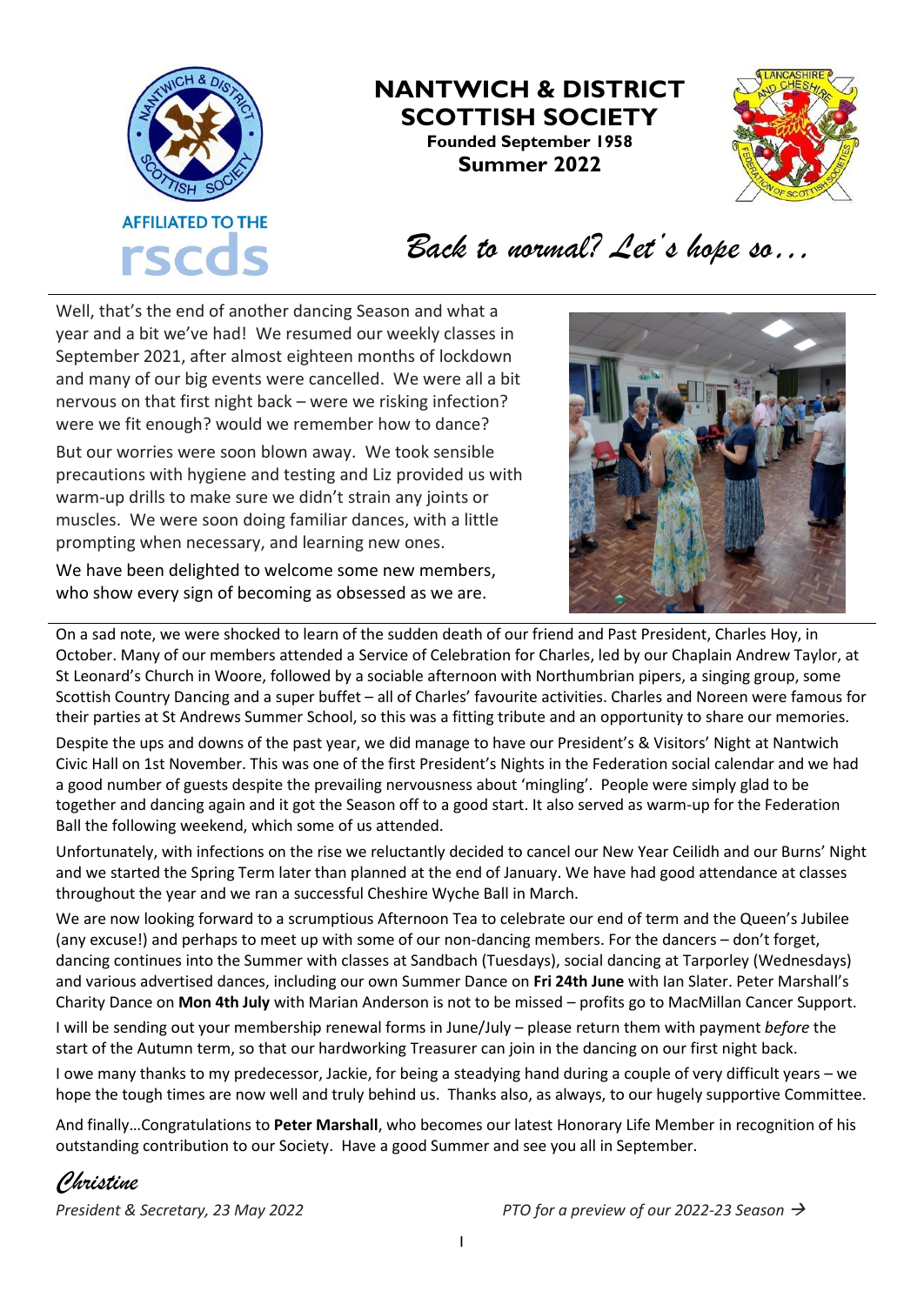# NANTWICH & DISTRICT SCOTTISH SOCIETY

**Founded September 1958**

**Summer 2022**

AFFILIATED TO THE rscds

## *Back to normal? Let's hope so…*

Well, that's the end of another dancing Season and what a year and a bit we've had! We resumed our weekly classes in September 2021, after almost eighteen months of lockdown and many of our big events were cancelled. We were all a bit nervous on that first night back – were we risking infection? were we fit enough? would we remember how to dance?

But our worries were soon blown away. We took sensible precautions with hygiene and testing and Liz provided us with warm-up drills to make sure we didn't strain any joints or muscles. We were soon doing familiar dances, with a little prompting when necessary, and learning new ones.

We have been delighted to welcome some new members, who show every sign of becoming as obsessed as we are.

On a sad note, we were shocked to learn of the sudden death of our friend and Past President, Charles Hoy, in October. Many of our members attended a Service of Celebration for Charles, led by our Chaplain Andrew Taylor, at St Leonard's Church in Woore, followed by a sociable afternoon with Northumbrian pipers, a singing group, some Scottish Country Dancing and a super buffet – all of Charles' favourite activities. Charles and Noreen were famous for their parties at St Andrews Summer School, so this was a fitting tribute and an opportunity to share our memories.

Despite the ups and downs of the past year, we did manage to have our President's & Visitors' Night at Nantwich Civic Hall on 1st November. This was one of the first President's Nights in the Federation social calendar and we had a good number of guests despite the prevailing nervousness about 'mingling'. People were simply glad to be together and dancing again and it got the Season off to a good start. It also served as warm-up for the Federation Ball the following weekend, which some of us attended.

Unfortunately, with infections on the rise we reluctantly decided to cancel our New Year Ceilidh and our Burns' Night and we started the Spring Term later than planned at the end of January. We have had good attendance at classes throughout the year and we ran a successful Cheshire Wyche Ball in March.

We are now looking forward to a scrumptious Afternoon Tea to celebrate our end of term and the Queen's Jubilee (any excuse!) and perhaps to meet up with some of our non-dancing members. For the dancers – don't forget, dancing continues into the Summer with classes at Sandbach (Tuesdays), social dancing at Tarporley (Wednesdays) and various advertised dances, including our own Summer Dance on **Fri 24th June** with Ian Slater. Peter Marshall's Charity Dance on **Mon 4th July** with Marian Anderson is not to be missed – profits go to MacMillan Cancer Support.

I will be sending out your membership renewal forms in June/July – please return them with payment *before* the start of the Autumn term, so that our hardworking Treasurer can join in the dancing on our first night back.

I owe many thanks to my predecessor, Jackie, for being a steadying hand during a couple of very difficult years – we hope the tough times are now well and truly behind us. Thanks also, as always, to our hugely supportive Committee.

And finally…Congratulations to **Peter Marshall**, who becomes our latest Honorary Life Member in recognition of his outstanding contribution to our Society. Have a good Summer and see you all in September.

*Christine*

*President & Secretary, 23 May 2022*

*PTO for a preview of our 2022-23 Season →*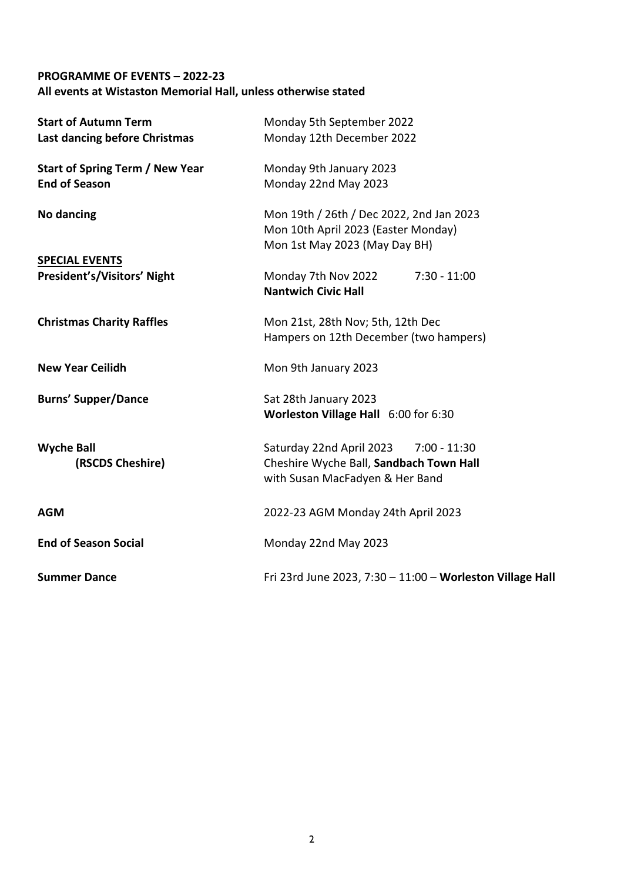**PROGRAMME OF EVENTS – 2022-23**
**All events at Wistaston Memorial Hall, unless otherwise stated**

| | |
|---|---|
| **Start of Autumn Term** | Monday 5th September 2022 |
| **Last dancing before Christmas** | Monday 12th December 2022 |
| **Start of Spring Term / New Year** | Monday 9th January 2023 |
| **End of Season** | Monday 22nd May 2023 |
| **No dancing** | Mon 19th / 26th / Dec 2022, 2nd Jan 2023<br>Mon 10th April 2023 (Easter Monday)<br>Mon 1st May 2023 (May Day BH) |

**SPECIAL EVENTS**

| | |
|---|---|
| **President's/Visitors' Night** | Monday 7th Nov 2022 7:30 - 11:00<br>**Nantwich Civic Hall** |
| **Christmas Charity Raffles** | Mon 21st, 28th Nov; 5th, 12th Dec<br>Hampers on 12th December (two hampers) |
| **New Year Ceilidh** | Mon 9th January 2023 |
| **Burns' Supper/Dance** | Sat 28th January 2023<br>**Worleston Village Hall** 6:00 for 6:30 |
| **Wyche Ball**<br>**(RSCDS Cheshire)** | Saturday 22nd April 2023 7:00 - 11:30<br>Cheshire Wyche Ball, **Sandbach Town Hall**<br>with Susan MacFadyen & Her Band |
| **AGM** | 2022-23 AGM Monday 24th April 2023 |
| **End of Season Social** | Monday 22nd May 2023 |
| **Summer Dance** | Fri 23rd June 2023, 7:30 – 11:00 – **Worleston Village Hall** |